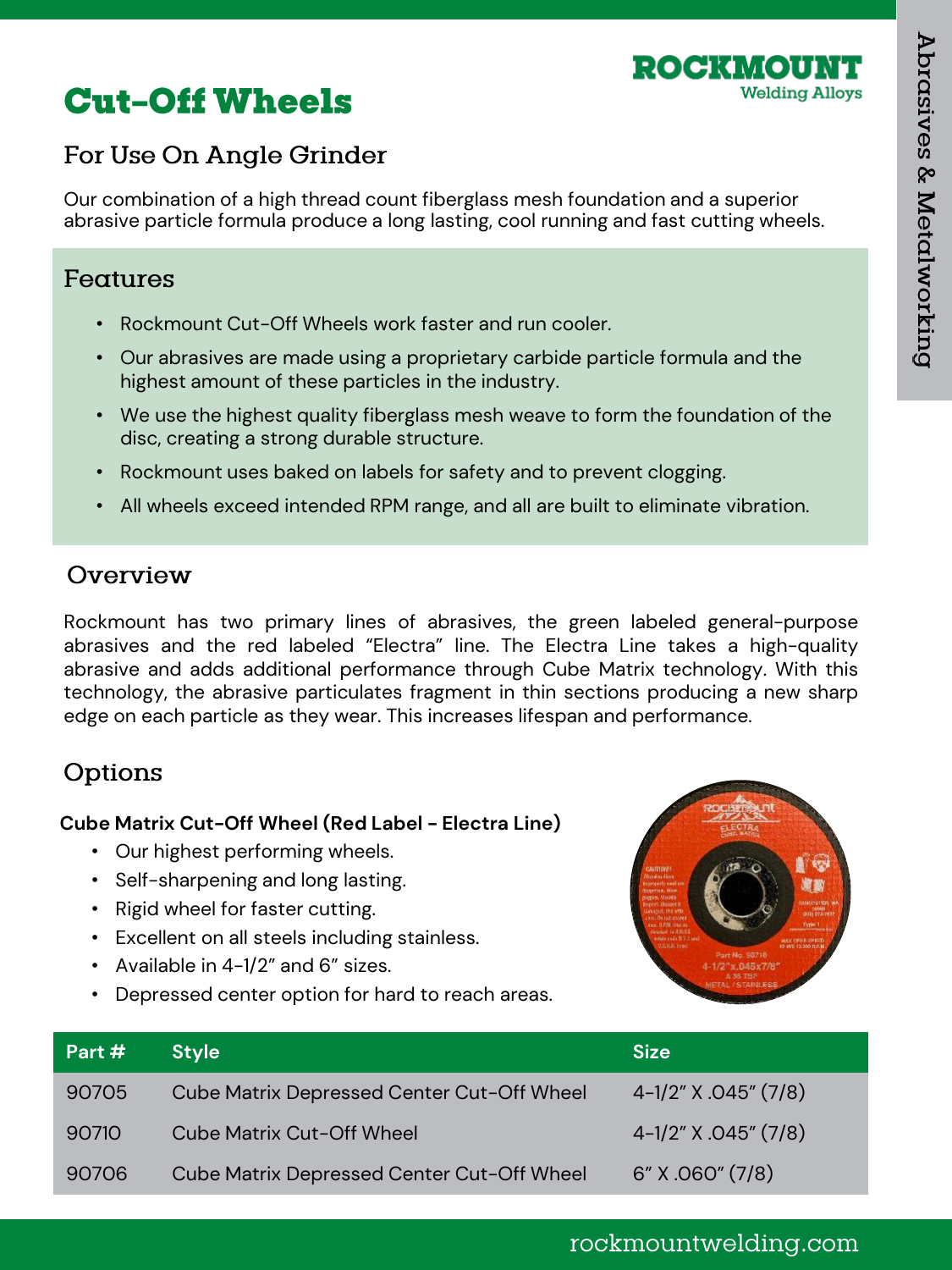# Cut-Off Wheels

ROCKMOUNT
Welding Alloys

## For Use On Angle Grinder

Our combination of a high thread count fiberglass mesh foundation and a superior abrasive particle formula produce a long lasting, cool running and fast cutting wheels.

## Features

- Rockmount Cut-Off Wheels work faster and run cooler.
- Our abrasives are made using a proprietary carbide particle formula and the highest amount of these particles in the industry.
- We use the highest quality fiberglass mesh weave to form the foundation of the disc, creating a strong durable structure.
- Rockmount uses baked on labels for safety and to prevent clogging.
- All wheels exceed intended RPM range, and all are built to eliminate vibration.

## Overview

Rockmount has two primary lines of abrasives, the green labeled general-purpose abrasives and the red labeled "Electra" line. The Electra Line takes a high-quality abrasive and adds additional performance through Cube Matrix technology. With this technology, the abrasive particulates fragment in thin sections producing a new sharp edge on each particle as they wear. This increases lifespan and performance.

## Options

**Cube Matrix Cut-Off Wheel (Red Label - Electra Line)**

- Our highest performing wheels.
- Self-sharpening and long lasting.
- Rigid wheel for faster cutting.
- Excellent on all steels including stainless.
- Available in 4-1/2" and 6" sizes.
- Depressed center option for hard to reach areas.

| Part # | Style | Size |
|---|---|---|
| 90705 | Cube Matrix Depressed Center Cut-Off Wheel | 4-1/2" X .045" (7/8) |
| 90710 | Cube Matrix Cut-Off Wheel | 4-1/2" X .045" (7/8) |
| 90706 | Cube Matrix Depressed Center Cut-Off Wheel | 6" X .060" (7/8) |

rockmountwelding.com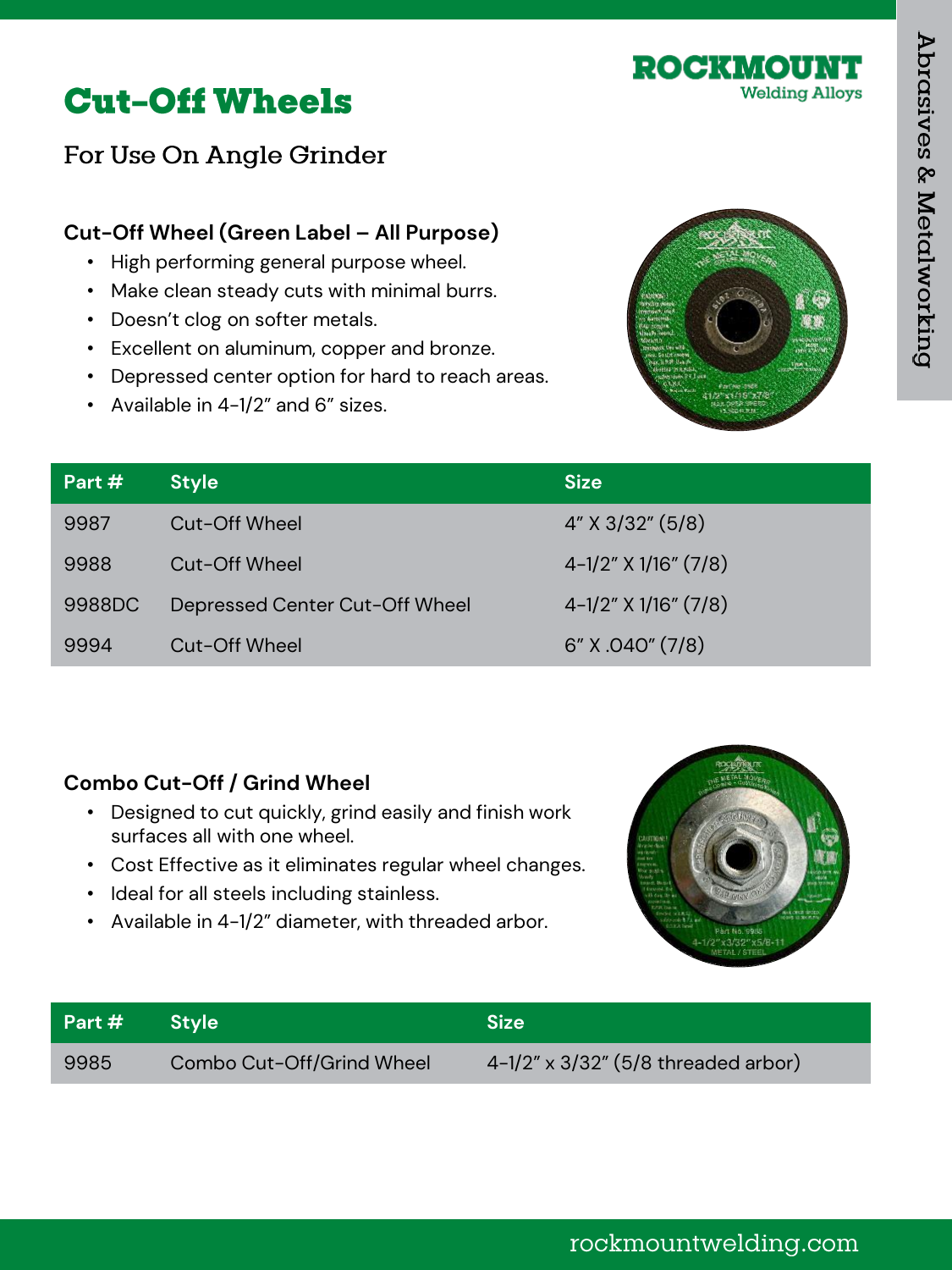# Cut-Off Wheels

For Use On Angle Grinder

### Cut-Off Wheel (Green Label – All Purpose)

- High performing general purpose wheel.
- Make clean steady cuts with minimal burrs.
- Doesn't clog on softer metals.
- Excellent on aluminum, copper and bronze.
- Depressed center option for hard to reach areas.
- Available in 4-1/2" and 6" sizes.

| Part # | Style | Size |
|---|---|---|
| 9987 | Cut-Off Wheel | 4" X 3/32" (5/8) |
| 9988 | Cut-Off Wheel | 4-1/2" X 1/16" (7/8) |
| 9988DC | Depressed Center Cut-Off Wheel | 4-1/2" X 1/16" (7/8) |
| 9994 | Cut-Off Wheel | 6" X .040" (7/8) |

### Combo Cut-Off / Grind Wheel

- Designed to cut quickly, grind easily and finish work surfaces all with one wheel.
- Cost Effective as it eliminates regular wheel changes.
- Ideal for all steels including stainless.
- Available in 4-1/2" diameter, with threaded arbor.

| Part # | Style | Size |
|---|---|---|
| 9985 | Combo Cut-Off/Grind Wheel | 4-1/2" x 3/32" (5/8 threaded arbor) |